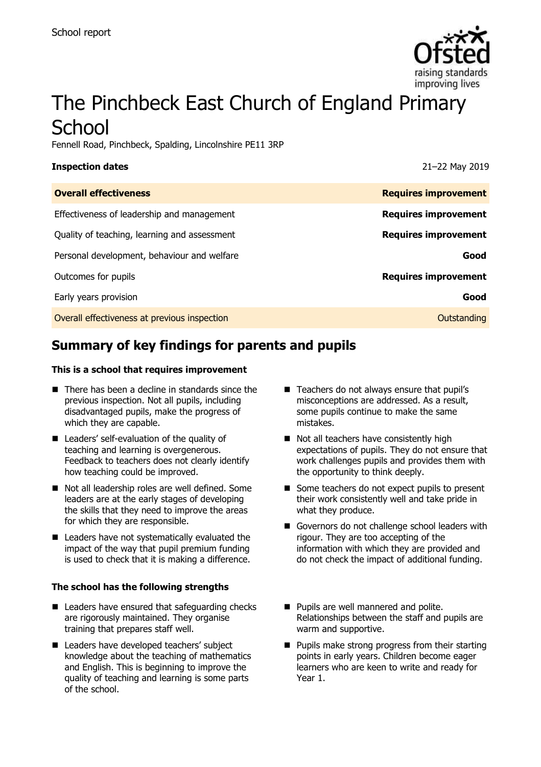School report

# The Pinchbeck East Church of England Primary School

Fennell Road, Pinchbeck, Spalding, Lincolnshire PE11 3RP

**Inspection dates** 21–22 May 2019

| **Overall effectiveness** | **Requires improvement** |
|---|---|
| Effectiveness of leadership and management | **Requires improvement** |
| Quality of teaching, learning and assessment | **Requires improvement** |
| Personal development, behaviour and welfare | **Good** |
| Outcomes for pupils | **Requires improvement** |
| Early years provision | **Good** |
| Overall effectiveness at previous inspection | Outstanding |

## Summary of key findings for parents and pupils

**This is a school that requires improvement**

- There has been a decline in standards since the previous inspection. Not all pupils, including disadvantaged pupils, make the progress of which they are capable.
- Leaders' self-evaluation of the quality of teaching and learning is overgenerous. Feedback to teachers does not clearly identify how teaching could be improved.
- Not all leadership roles are well defined. Some leaders are at the early stages of developing the skills that they need to improve the areas for which they are responsible.
- Leaders have not systematically evaluated the impact of the way that pupil premium funding is used to check that it is making a difference.
- Teachers do not always ensure that pupil's misconceptions are addressed. As a result, some pupils continue to make the same mistakes.
- Not all teachers have consistently high expectations of pupils. They do not ensure that work challenges pupils and provides them with the opportunity to think deeply.
- Some teachers do not expect pupils to present their work consistently well and take pride in what they produce.
- Governors do not challenge school leaders with rigour. They are too accepting of the information with which they are provided and do not check the impact of additional funding.

**The school has the following strengths**

- Leaders have ensured that safeguarding checks are rigorously maintained. They organise training that prepares staff well.
- Leaders have developed teachers' subject knowledge about the teaching of mathematics and English. This is beginning to improve the quality of teaching and learning is some parts of the school.
- Pupils are well mannered and polite. Relationships between the staff and pupils are warm and supportive.
- Pupils make strong progress from their starting points in early years. Children become eager learners who are keen to write and ready for Year 1.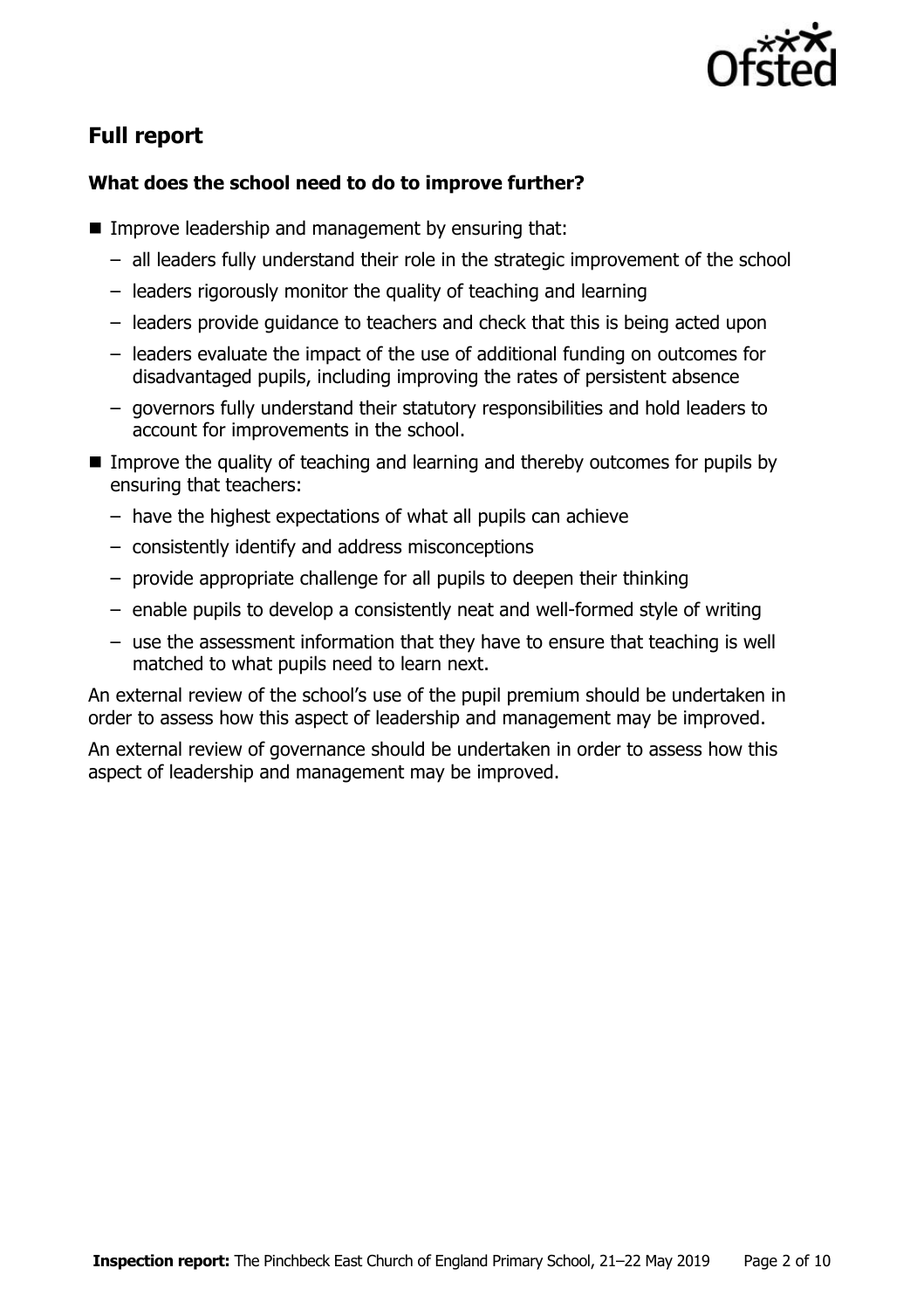## Full report

### What does the school need to do to improve further?

- Improve leadership and management by ensuring that:
  - all leaders fully understand their role in the strategic improvement of the school
  - leaders rigorously monitor the quality of teaching and learning
  - leaders provide guidance to teachers and check that this is being acted upon
  - leaders evaluate the impact of the use of additional funding on outcomes for disadvantaged pupils, including improving the rates of persistent absence
  - governors fully understand their statutory responsibilities and hold leaders to account for improvements in the school.
- Improve the quality of teaching and learning and thereby outcomes for pupils by ensuring that teachers:
  - have the highest expectations of what all pupils can achieve
  - consistently identify and address misconceptions
  - provide appropriate challenge for all pupils to deepen their thinking
  - enable pupils to develop a consistently neat and well-formed style of writing
  - use the assessment information that they have to ensure that teaching is well matched to what pupils need to learn next.

An external review of the school's use of the pupil premium should be undertaken in order to assess how this aspect of leadership and management may be improved.

An external review of governance should be undertaken in order to assess how this aspect of leadership and management may be improved.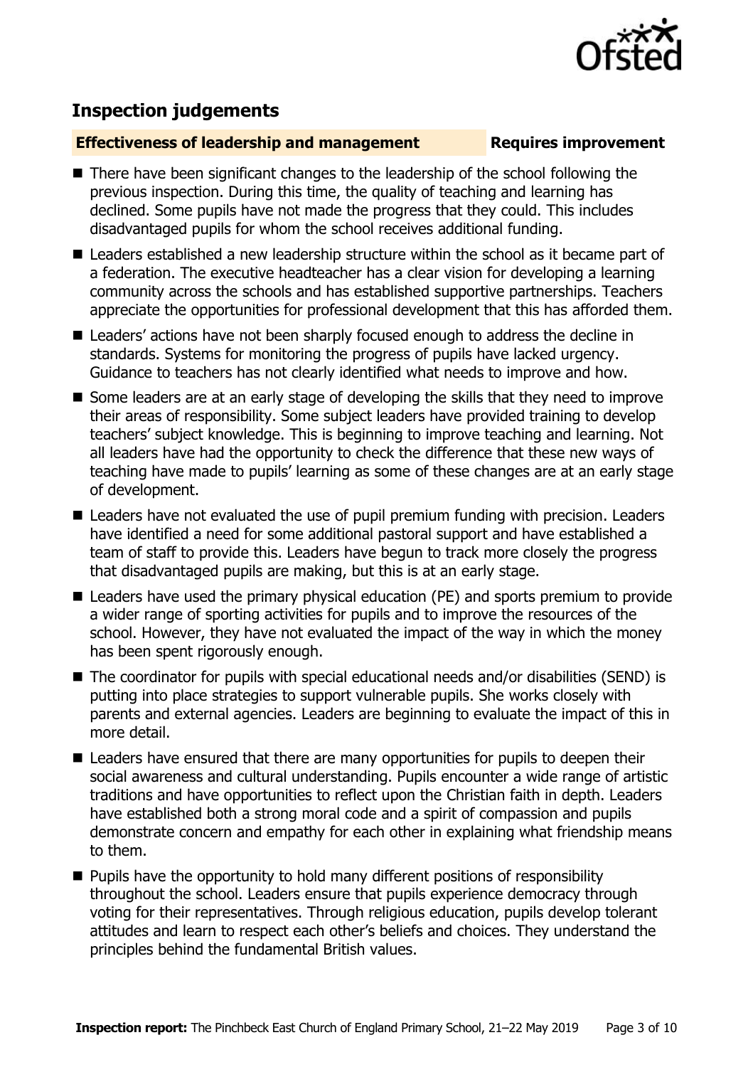## Inspection judgements

| **Effectiveness of leadership and management** | **Requires improvement** |
| --- | --- |

- There have been significant changes to the leadership of the school following the previous inspection. During this time, the quality of teaching and learning has declined. Some pupils have not made the progress that they could. This includes disadvantaged pupils for whom the school receives additional funding.
- Leaders established a new leadership structure within the school as it became part of a federation. The executive headteacher has a clear vision for developing a learning community across the schools and has established supportive partnerships. Teachers appreciate the opportunities for professional development that this has afforded them.
- Leaders' actions have not been sharply focused enough to address the decline in standards. Systems for monitoring the progress of pupils have lacked urgency. Guidance to teachers has not clearly identified what needs to improve and how.
- Some leaders are at an early stage of developing the skills that they need to improve their areas of responsibility. Some subject leaders have provided training to develop teachers' subject knowledge. This is beginning to improve teaching and learning. Not all leaders have had the opportunity to check the difference that these new ways of teaching have made to pupils' learning as some of these changes are at an early stage of development.
- Leaders have not evaluated the use of pupil premium funding with precision. Leaders have identified a need for some additional pastoral support and have established a team of staff to provide this. Leaders have begun to track more closely the progress that disadvantaged pupils are making, but this is at an early stage.
- Leaders have used the primary physical education (PE) and sports premium to provide a wider range of sporting activities for pupils and to improve the resources of the school. However, they have not evaluated the impact of the way in which the money has been spent rigorously enough.
- The coordinator for pupils with special educational needs and/or disabilities (SEND) is putting into place strategies to support vulnerable pupils. She works closely with parents and external agencies. Leaders are beginning to evaluate the impact of this in more detail.
- Leaders have ensured that there are many opportunities for pupils to deepen their social awareness and cultural understanding. Pupils encounter a wide range of artistic traditions and have opportunities to reflect upon the Christian faith in depth. Leaders have established both a strong moral code and a spirit of compassion and pupils demonstrate concern and empathy for each other in explaining what friendship means to them.
- Pupils have the opportunity to hold many different positions of responsibility throughout the school. Leaders ensure that pupils experience democracy through voting for their representatives. Through religious education, pupils develop tolerant attitudes and learn to respect each other's beliefs and choices. They understand the principles behind the fundamental British values.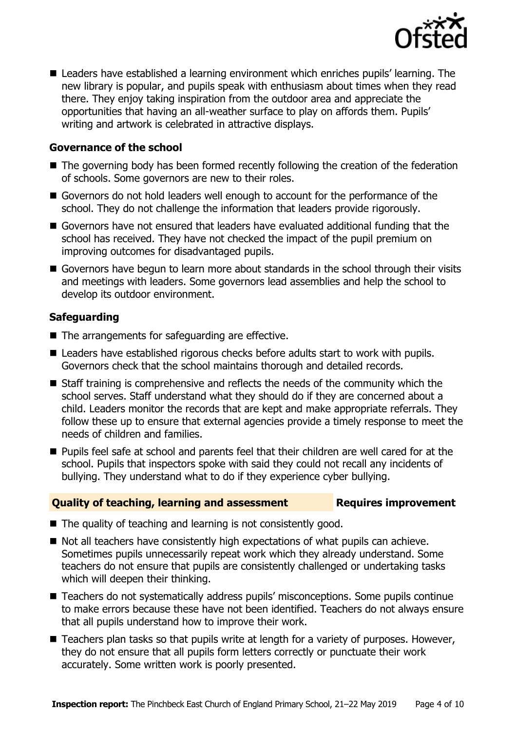- Leaders have established a learning environment which enriches pupils' learning. The new library is popular, and pupils speak with enthusiasm about times when they read there. They enjoy taking inspiration from the outdoor area and appreciate the opportunities that having an all-weather surface to play on affords them. Pupils' writing and artwork is celebrated in attractive displays.

### Governance of the school

- The governing body has been formed recently following the creation of the federation of schools. Some governors are new to their roles.
- Governors do not hold leaders well enough to account for the performance of the school. They do not challenge the information that leaders provide rigorously.
- Governors have not ensured that leaders have evaluated additional funding that the school has received. They have not checked the impact of the pupil premium on improving outcomes for disadvantaged pupils.
- Governors have begun to learn more about standards in the school through their visits and meetings with leaders. Some governors lead assemblies and help the school to develop its outdoor environment.

### Safeguarding

- The arrangements for safeguarding are effective.
- Leaders have established rigorous checks before adults start to work with pupils. Governors check that the school maintains thorough and detailed records.
- Staff training is comprehensive and reflects the needs of the community which the school serves. Staff understand what they should do if they are concerned about a child. Leaders monitor the records that are kept and make appropriate referrals. They follow these up to ensure that external agencies provide a timely response to meet the needs of children and families.
- Pupils feel safe at school and parents feel that their children are well cared for at the school. Pupils that inspectors spoke with said they could not recall any incidents of bullying. They understand what to do if they experience cyber bullying.

## Quality of teaching, learning and assessment — Requires improvement

- The quality of teaching and learning is not consistently good.
- Not all teachers have consistently high expectations of what pupils can achieve. Sometimes pupils unnecessarily repeat work which they already understand. Some teachers do not ensure that pupils are consistently challenged or undertaking tasks which will deepen their thinking.
- Teachers do not systematically address pupils' misconceptions. Some pupils continue to make errors because these have not been identified. Teachers do not always ensure that all pupils understand how to improve their work.
- Teachers plan tasks so that pupils write at length for a variety of purposes. However, they do not ensure that all pupils form letters correctly or punctuate their work accurately. Some written work is poorly presented.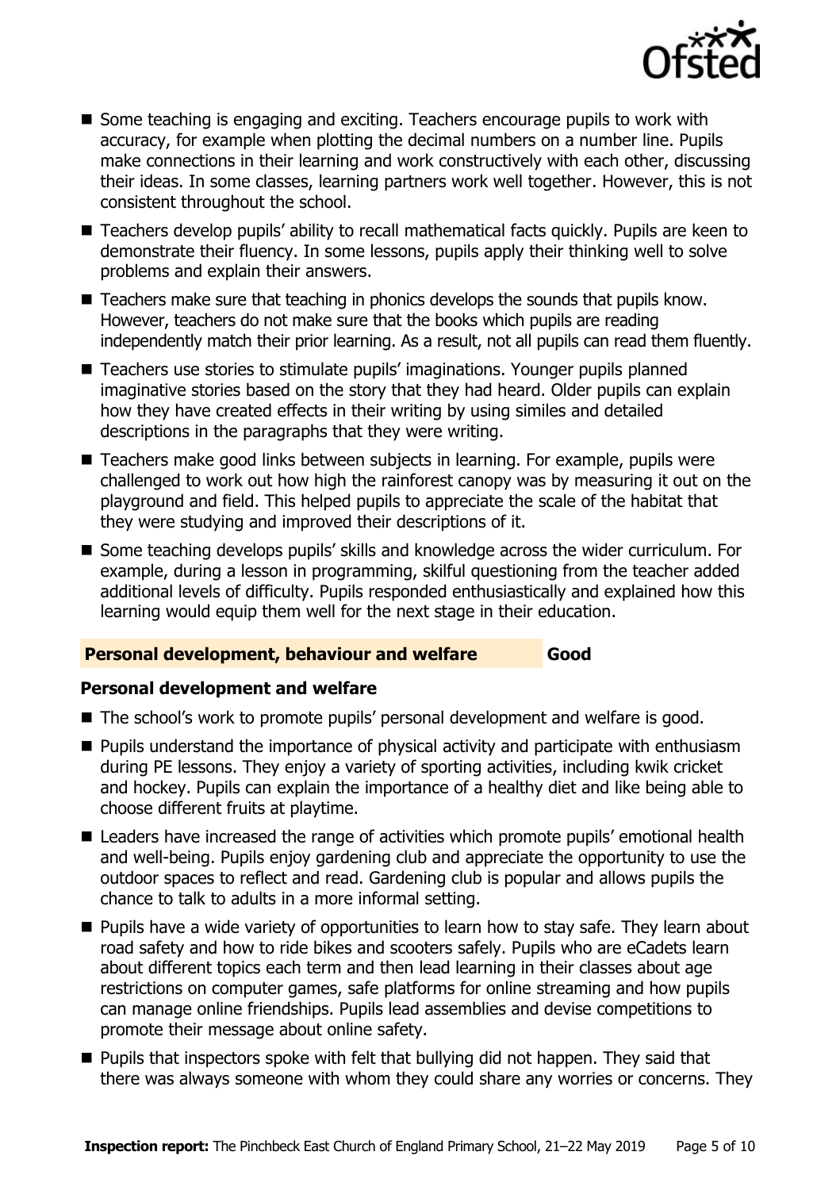- Some teaching is engaging and exciting. Teachers encourage pupils to work with accuracy, for example when plotting the decimal numbers on a number line. Pupils make connections in their learning and work constructively with each other, discussing their ideas. In some classes, learning partners work well together. However, this is not consistent throughout the school.
- Teachers develop pupils' ability to recall mathematical facts quickly. Pupils are keen to demonstrate their fluency. In some lessons, pupils apply their thinking well to solve problems and explain their answers.
- Teachers make sure that teaching in phonics develops the sounds that pupils know. However, teachers do not make sure that the books which pupils are reading independently match their prior learning. As a result, not all pupils can read them fluently.
- Teachers use stories to stimulate pupils' imaginations. Younger pupils planned imaginative stories based on the story that they had heard. Older pupils can explain how they have created effects in their writing by using similes and detailed descriptions in the paragraphs that they were writing.
- Teachers make good links between subjects in learning. For example, pupils were challenged to work out how high the rainforest canopy was by measuring it out on the playground and field. This helped pupils to appreciate the scale of the habitat that they were studying and improved their descriptions of it.
- Some teaching develops pupils' skills and knowledge across the wider curriculum. For example, during a lesson in programming, skilful questioning from the teacher added additional levels of difficulty. Pupils responded enthusiastically and explained how this learning would equip them well for the next stage in their education.

## Personal development, behaviour and welfare — Good

### Personal development and welfare

- The school's work to promote pupils' personal development and welfare is good.
- Pupils understand the importance of physical activity and participate with enthusiasm during PE lessons. They enjoy a variety of sporting activities, including kwik cricket and hockey. Pupils can explain the importance of a healthy diet and like being able to choose different fruits at playtime.
- Leaders have increased the range of activities which promote pupils' emotional health and well-being. Pupils enjoy gardening club and appreciate the opportunity to use the outdoor spaces to reflect and read. Gardening club is popular and allows pupils the chance to talk to adults in a more informal setting.
- Pupils have a wide variety of opportunities to learn how to stay safe. They learn about road safety and how to ride bikes and scooters safely. Pupils who are eCadets learn about different topics each term and then lead learning in their classes about age restrictions on computer games, safe platforms for online streaming and how pupils can manage online friendships. Pupils lead assemblies and devise competitions to promote their message about online safety.
- Pupils that inspectors spoke with felt that bullying did not happen. They said that there was always someone with whom they could share any worries or concerns. They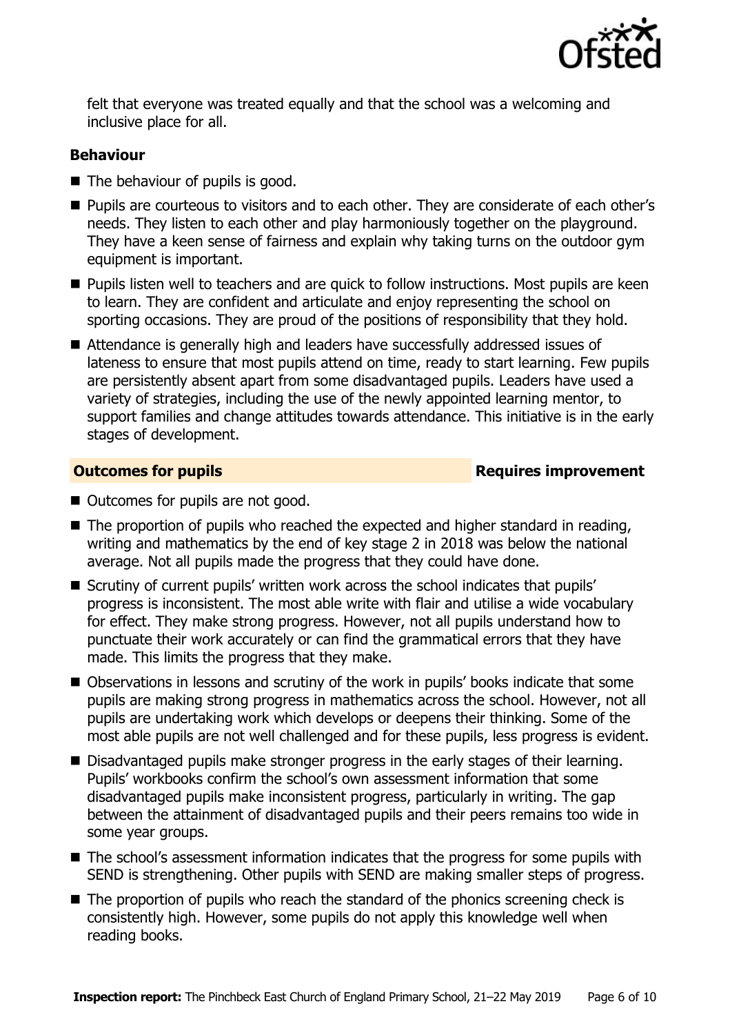felt that everyone was treated equally and that the school was a welcoming and inclusive place for all.

### Behaviour

- The behaviour of pupils is good.
- Pupils are courteous to visitors and to each other. They are considerate of each other's needs. They listen to each other and play harmoniously together on the playground. They have a keen sense of fairness and explain why taking turns on the outdoor gym equipment is important.
- Pupils listen well to teachers and are quick to follow instructions. Most pupils are keen to learn. They are confident and articulate and enjoy representing the school on sporting occasions. They are proud of the positions of responsibility that they hold.
- Attendance is generally high and leaders have successfully addressed issues of lateness to ensure that most pupils attend on time, ready to start learning. Few pupils are persistently absent apart from some disadvantaged pupils. Leaders have used a variety of strategies, including the use of the newly appointed learning mentor, to support families and change attitudes towards attendance. This initiative is in the early stages of development.

## Outcomes for pupils — Requires improvement

- Outcomes for pupils are not good.
- The proportion of pupils who reached the expected and higher standard in reading, writing and mathematics by the end of key stage 2 in 2018 was below the national average. Not all pupils made the progress that they could have done.
- Scrutiny of current pupils' written work across the school indicates that pupils' progress is inconsistent. The most able write with flair and utilise a wide vocabulary for effect. They make strong progress. However, not all pupils understand how to punctuate their work accurately or can find the grammatical errors that they have made. This limits the progress that they make.
- Observations in lessons and scrutiny of the work in pupils' books indicate that some pupils are making strong progress in mathematics across the school. However, not all pupils are undertaking work which develops or deepens their thinking. Some of the most able pupils are not well challenged and for these pupils, less progress is evident.
- Disadvantaged pupils make stronger progress in the early stages of their learning. Pupils' workbooks confirm the school's own assessment information that some disadvantaged pupils make inconsistent progress, particularly in writing. The gap between the attainment of disadvantaged pupils and their peers remains too wide in some year groups.
- The school's assessment information indicates that the progress for some pupils with SEND is strengthening. Other pupils with SEND are making smaller steps of progress.
- The proportion of pupils who reach the standard of the phonics screening check is consistently high. However, some pupils do not apply this knowledge well when reading books.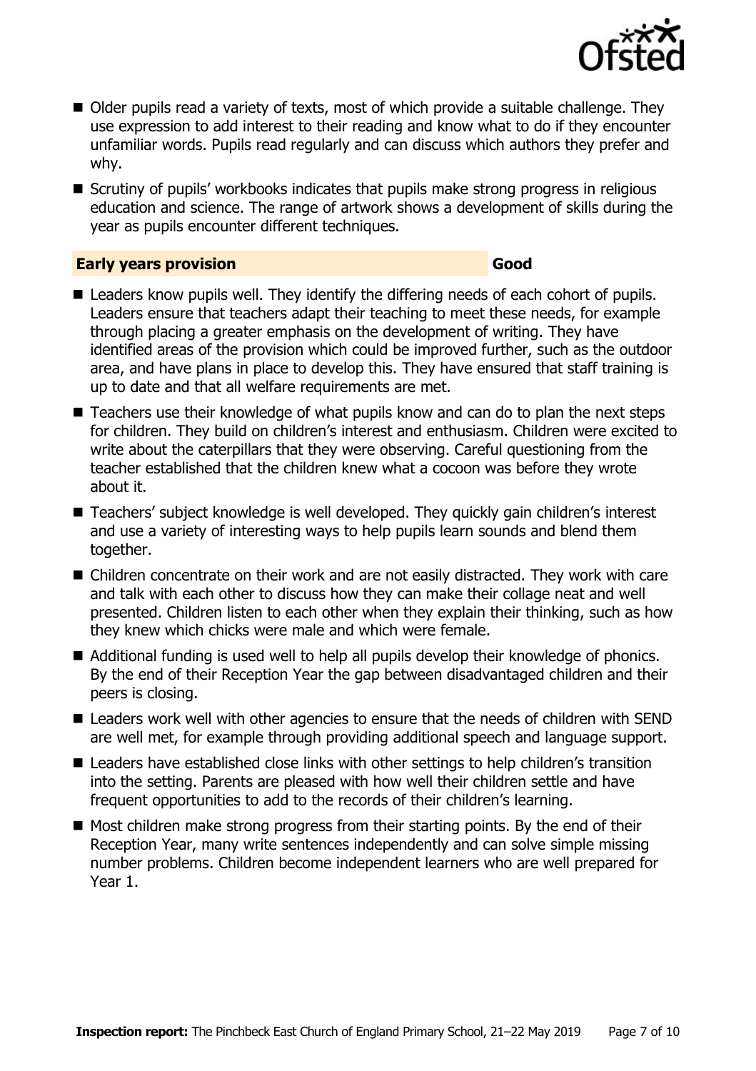- Older pupils read a variety of texts, most of which provide a suitable challenge. They use expression to add interest to their reading and know what to do if they encounter unfamiliar words. Pupils read regularly and can discuss which authors they prefer and why.
- Scrutiny of pupils' workbooks indicates that pupils make strong progress in religious education and science. The range of artwork shows a development of skills during the year as pupils encounter different techniques.

## Early years provision — Good

- Leaders know pupils well. They identify the differing needs of each cohort of pupils. Leaders ensure that teachers adapt their teaching to meet these needs, for example through placing a greater emphasis on the development of writing. They have identified areas of the provision which could be improved further, such as the outdoor area, and have plans in place to develop this. They have ensured that staff training is up to date and that all welfare requirements are met.
- Teachers use their knowledge of what pupils know and can do to plan the next steps for children. They build on children's interest and enthusiasm. Children were excited to write about the caterpillars that they were observing. Careful questioning from the teacher established that the children knew what a cocoon was before they wrote about it.
- Teachers' subject knowledge is well developed. They quickly gain children's interest and use a variety of interesting ways to help pupils learn sounds and blend them together.
- Children concentrate on their work and are not easily distracted. They work with care and talk with each other to discuss how they can make their collage neat and well presented. Children listen to each other when they explain their thinking, such as how they knew which chicks were male and which were female.
- Additional funding is used well to help all pupils develop their knowledge of phonics. By the end of their Reception Year the gap between disadvantaged children and their peers is closing.
- Leaders work well with other agencies to ensure that the needs of children with SEND are well met, for example through providing additional speech and language support.
- Leaders have established close links with other settings to help children's transition into the setting. Parents are pleased with how well their children settle and have frequent opportunities to add to the records of their children's learning.
- Most children make strong progress from their starting points. By the end of their Reception Year, many write sentences independently and can solve simple missing number problems. Children become independent learners who are well prepared for Year 1.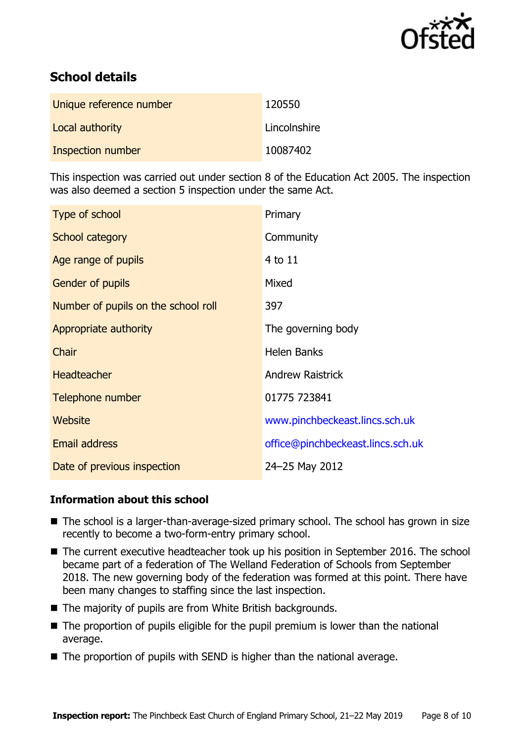## School details

| Unique reference number | 120550 |
| --- | --- |
| Local authority | Lincolnshire |
| Inspection number | 10087402 |

This inspection was carried out under section 8 of the Education Act 2005. The inspection was also deemed a section 5 inspection under the same Act.

| Type of school | Primary |
| --- | --- |
| School category | Community |
| Age range of pupils | 4 to 11 |
| Gender of pupils | Mixed |
| Number of pupils on the school roll | 397 |
| Appropriate authority | The governing body |
| Chair | Helen Banks |
| Headteacher | Andrew Raistrick |
| Telephone number | 01775 723841 |
| Website | www.pinchbeckeast.lincs.sch.uk |
| Email address | office@pinchbeckeast.lincs.sch.uk |
| Date of previous inspection | 24–25 May 2012 |

### Information about this school

- The school is a larger-than-average-sized primary school. The school has grown in size recently to become a two-form-entry primary school.
- The current executive headteacher took up his position in September 2016. The school became part of a federation of The Welland Federation of Schools from September 2018. The new governing body of the federation was formed at this point. There have been many changes to staffing since the last inspection.
- The majority of pupils are from White British backgrounds.
- The proportion of pupils eligible for the pupil premium is lower than the national average.
- The proportion of pupils with SEND is higher than the national average.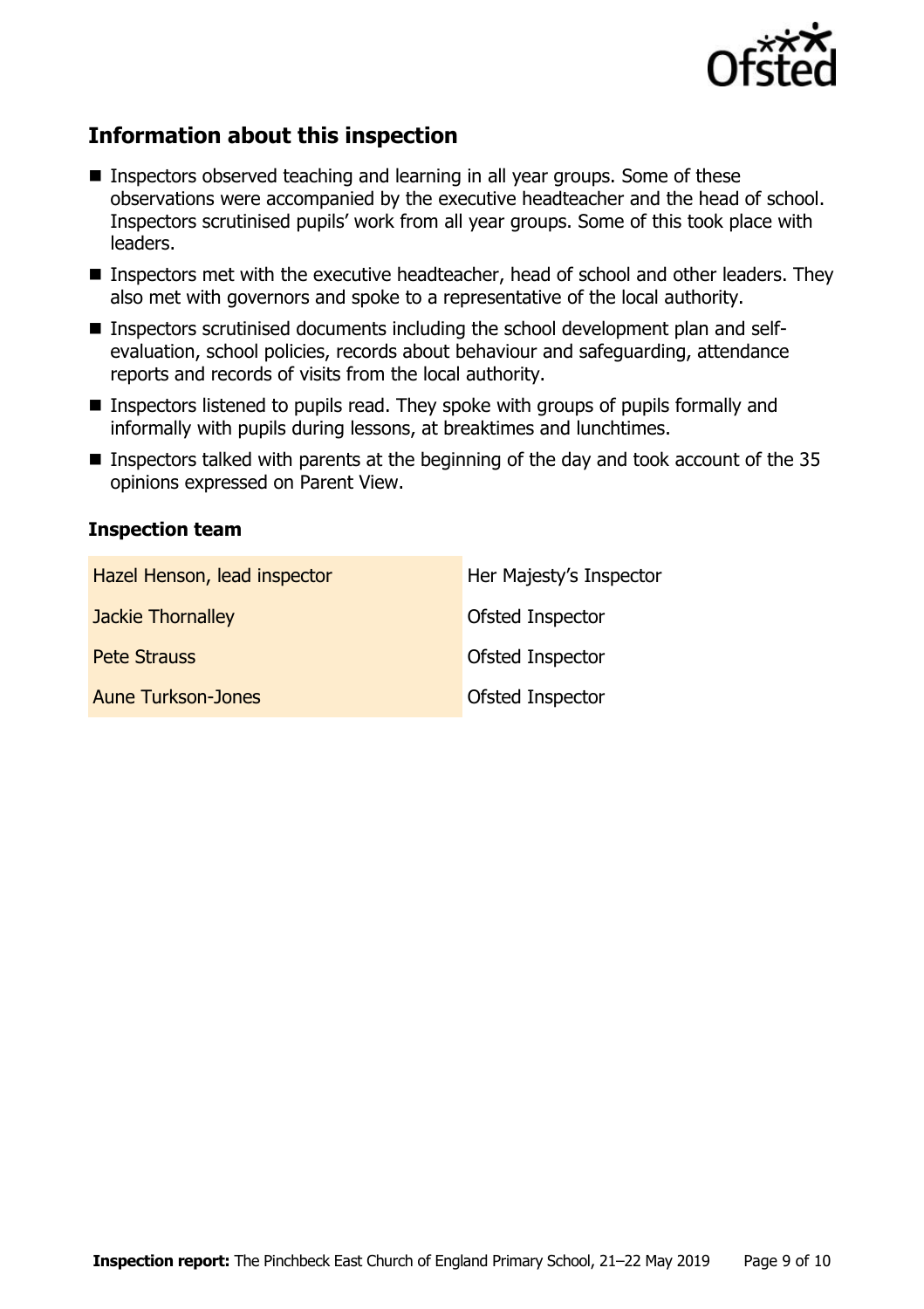## Information about this inspection

- Inspectors observed teaching and learning in all year groups. Some of these observations were accompanied by the executive headteacher and the head of school. Inspectors scrutinised pupils' work from all year groups. Some of this took place with leaders.
- Inspectors met with the executive headteacher, head of school and other leaders. They also met with governors and spoke to a representative of the local authority.
- Inspectors scrutinised documents including the school development plan and self-evaluation, school policies, records about behaviour and safeguarding, attendance reports and records of visits from the local authority.
- Inspectors listened to pupils read. They spoke with groups of pupils formally and informally with pupils during lessons, at breaktimes and lunchtimes.
- Inspectors talked with parents at the beginning of the day and took account of the 35 opinions expressed on Parent View.

### Inspection team

| | |
|---|---|
| Hazel Henson, lead inspector | Her Majesty's Inspector |
| Jackie Thornalley | Ofsted Inspector |
| Pete Strauss | Ofsted Inspector |
| Aune Turkson-Jones | Ofsted Inspector |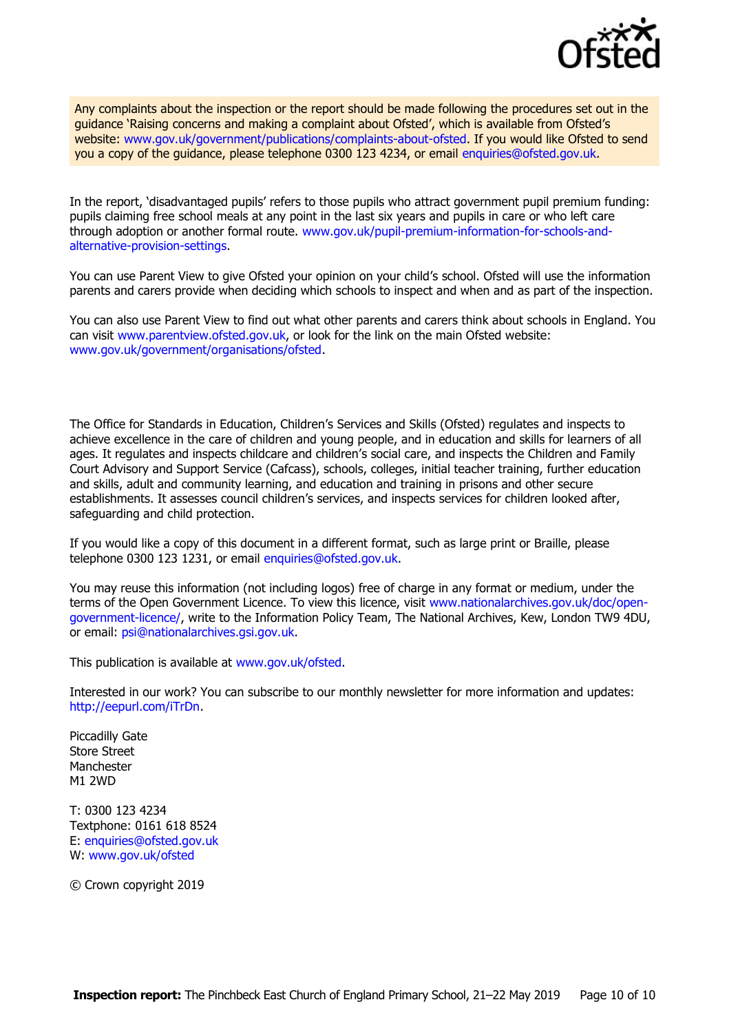Any complaints about the inspection or the report should be made following the procedures set out in the guidance 'Raising concerns and making a complaint about Ofsted', which is available from Ofsted's website: www.gov.uk/government/publications/complaints-about-ofsted. If you would like Ofsted to send you a copy of the guidance, please telephone 0300 123 4234, or email enquiries@ofsted.gov.uk.

In the report, 'disadvantaged pupils' refers to those pupils who attract government pupil premium funding: pupils claiming free school meals at any point in the last six years and pupils in care or who left care through adoption or another formal route. www.gov.uk/pupil-premium-information-for-schools-and-alternative-provision-settings.

You can use Parent View to give Ofsted your opinion on your child's school. Ofsted will use the information parents and carers provide when deciding which schools to inspect and when and as part of the inspection.

You can also use Parent View to find out what other parents and carers think about schools in England. You can visit www.parentview.ofsted.gov.uk, or look for the link on the main Ofsted website: www.gov.uk/government/organisations/ofsted.

The Office for Standards in Education, Children's Services and Skills (Ofsted) regulates and inspects to achieve excellence in the care of children and young people, and in education and skills for learners of all ages. It regulates and inspects childcare and children's social care, and inspects the Children and Family Court Advisory and Support Service (Cafcass), schools, colleges, initial teacher training, further education and skills, adult and community learning, and education and training in prisons and other secure establishments. It assesses council children's services, and inspects services for children looked after, safeguarding and child protection.

If you would like a copy of this document in a different format, such as large print or Braille, please telephone 0300 123 1231, or email enquiries@ofsted.gov.uk.

You may reuse this information (not including logos) free of charge in any format or medium, under the terms of the Open Government Licence. To view this licence, visit www.nationalarchives.gov.uk/doc/open-government-licence/, write to the Information Policy Team, The National Archives, Kew, London TW9 4DU, or email: psi@nationalarchives.gsi.gov.uk.

This publication is available at www.gov.uk/ofsted.

Interested in our work? You can subscribe to our monthly newsletter for more information and updates: http://eepurl.com/iTrDn.

Piccadilly Gate
Store Street
Manchester
M1 2WD

T: 0300 123 4234
Textphone: 0161 618 8524
E: enquiries@ofsted.gov.uk
W: www.gov.uk/ofsted

© Crown copyright 2019